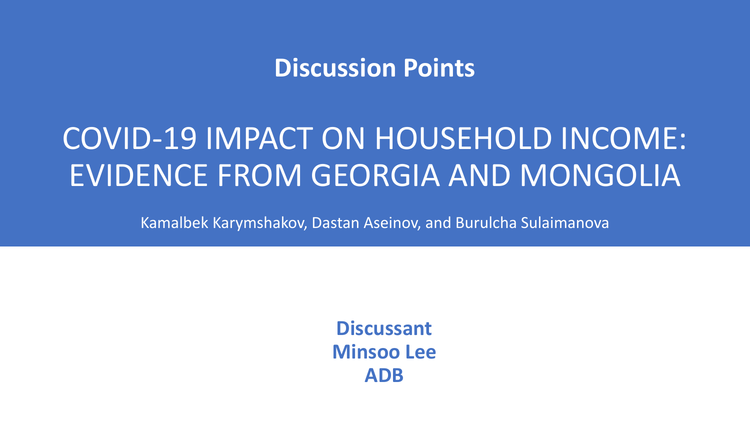## Discussion Points

# COVID-19 IMPACT ON HOUSEHOLD INCOME: EVIDENCE FROM GEORGIA AND MONGOLIA

Kamalbek Karymshakov, Dastan Aseinov, and Burulcha Sulaimanova

**Discussant**
**Minsoo Lee**
**ADB**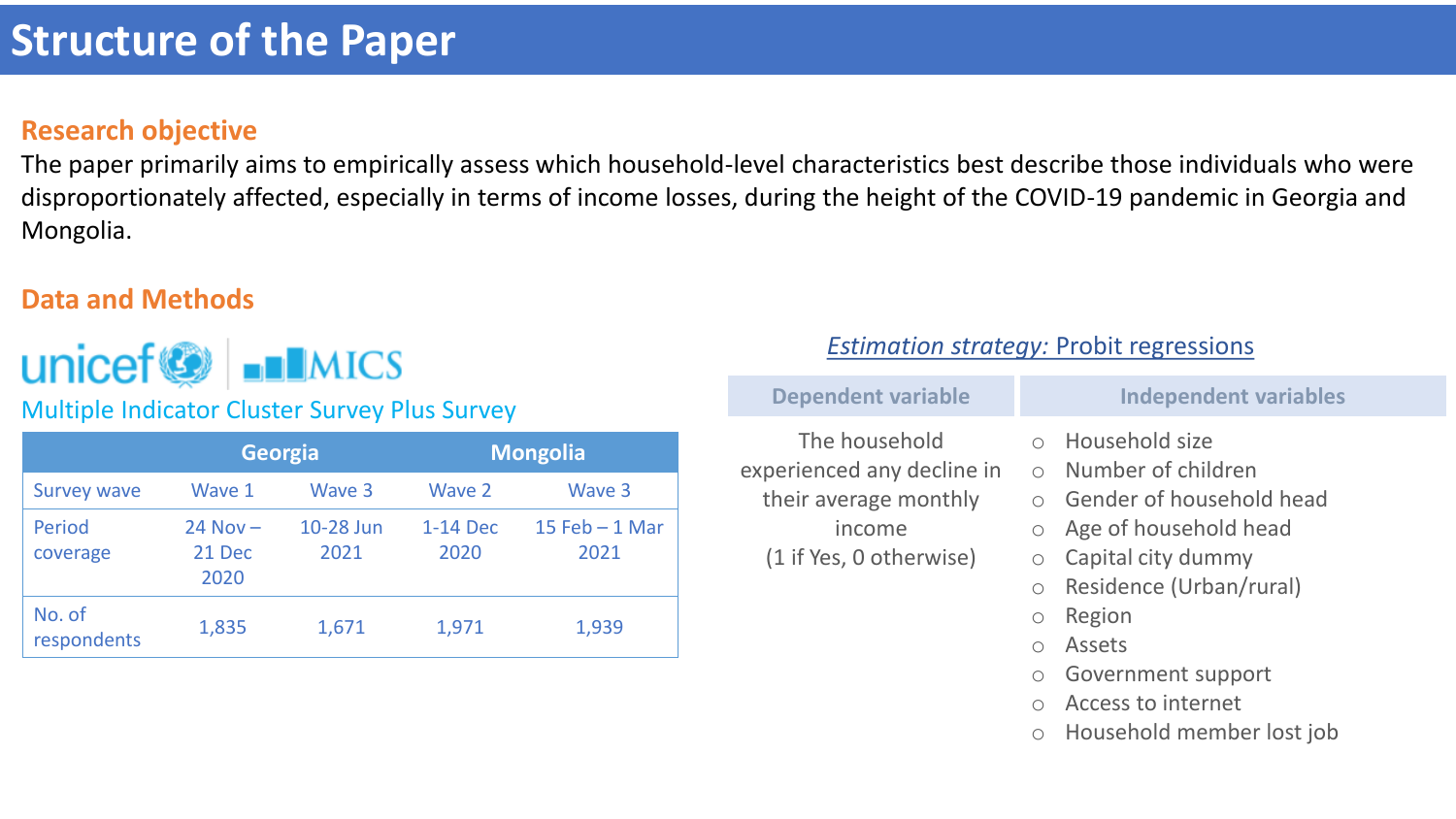# Structure of the Paper

## Research objective

The paper primarily aims to empirically assess which household-level characteristics best describe those individuals who were disproportionately affected, especially in terms of income losses, during the height of the COVID-19 pandemic in Georgia and Mongolia.

## Data and Methods

unicef | MICS

Multiple Indicator Cluster Survey Plus Survey

| | Georgia | | Mongolia | |
|---|---|---|---|---|
| Survey wave | Wave 1 | Wave 3 | Wave 2 | Wave 3 |
| Period coverage | 24 Nov – 21 Dec 2020 | 10-28 Jun 2021 | 1-14 Dec 2020 | 15 Feb – 1 Mar 2021 |
| No. of respondents | 1,835 | 1,671 | 1,971 | 1,939 |

*Estimation strategy:* Probit regressions

| Dependent variable | Independent variables |
|---|---|
| The household experienced any decline in their average monthly income (1 if Yes, 0 otherwise) | Household size; Number of children; Gender of household head; Age of household head; Capital city dummy; Residence (Urban/rural); Region; Assets; Government support; Access to internet; Household member lost job |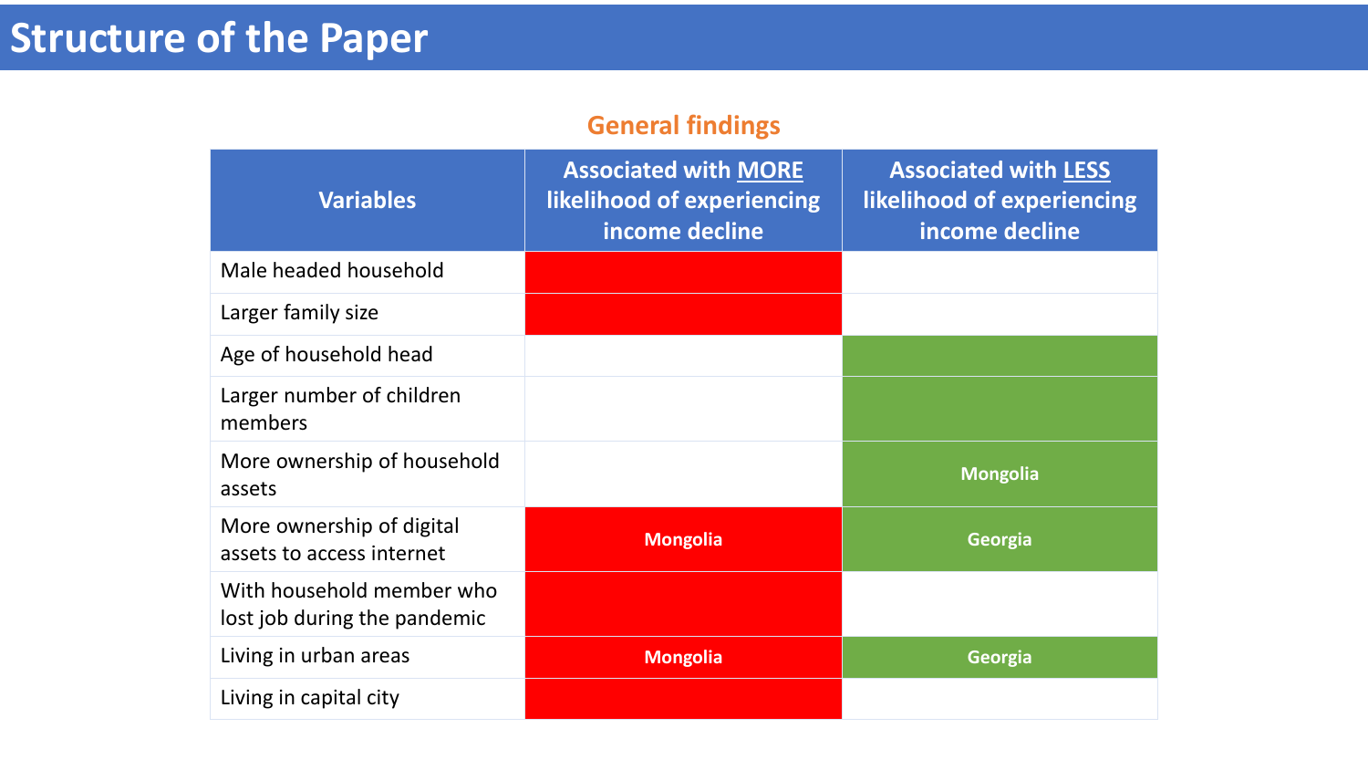# Structure of the Paper

## General findings

| Variables | Associated with <u>MORE</u> likelihood of experiencing income decline | Associated with <u>LESS</u> likelihood of experiencing income decline |
|---|---|---|
| Male headed household | ✓ | |
| Larger family size | ✓ | |
| Age of household head | | ✓ |
| Larger number of children members | | ✓ |
| More ownership of household assets | | Mongolia |
| More ownership of digital assets to access internet | Mongolia | Georgia |
| With household member who lost job during the pandemic | ✓ | |
| Living in urban areas | Mongolia | Georgia |
| Living in capital city | ✓ | |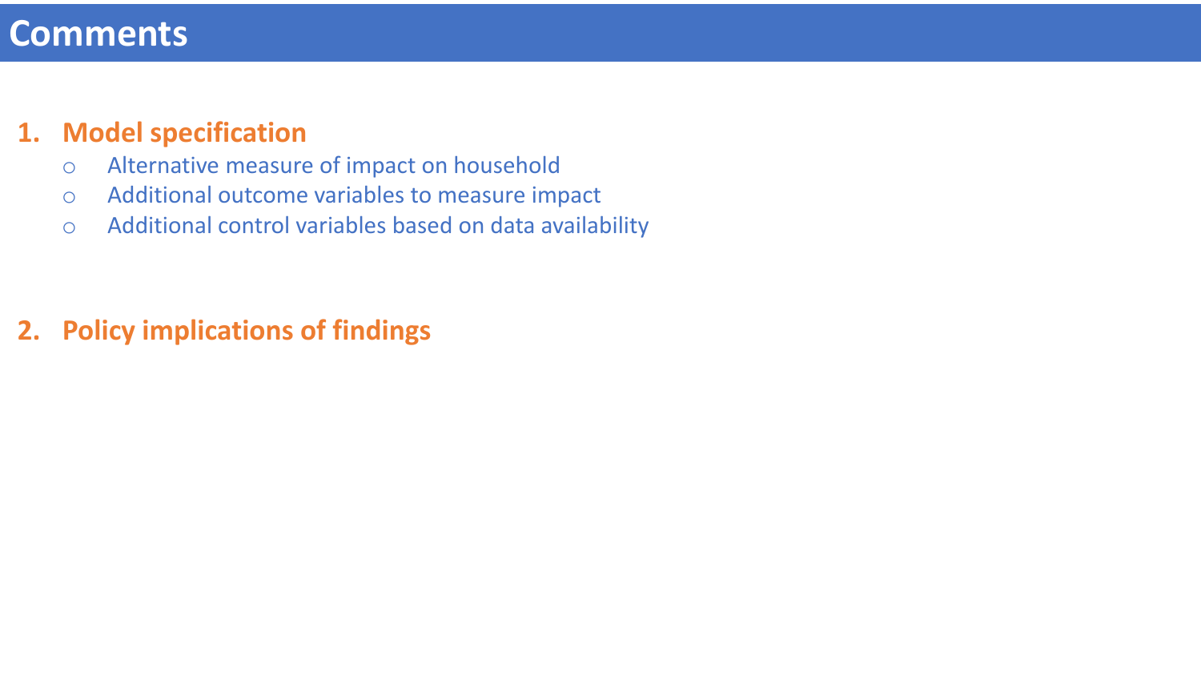# Comments

1. **Model specification**
   - Alternative measure of impact on household
   - Additional outcome variables to measure impact
   - Additional control variables based on data availability

2. **Policy implications of findings**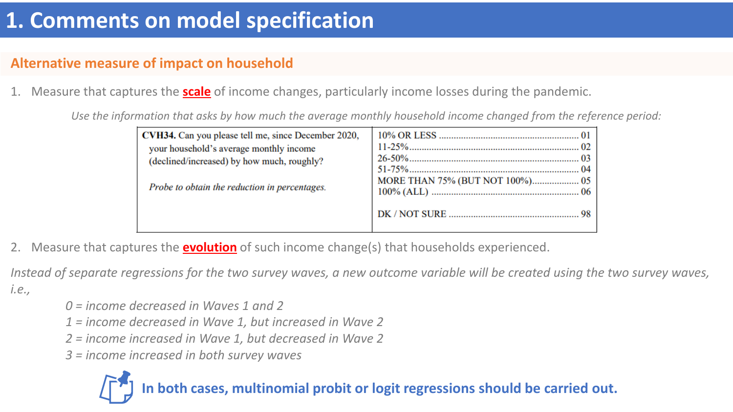# 1. Comments on model specification

## Alternative measure of impact on household

1. Measure that captures the **scale** of income changes, particularly income losses during the pandemic.

*Use the information that asks by how much the average monthly household income changed from the reference period:*

| Question | Response | Code |
|---|---|---|
| **CVH34.** Can you please tell me, since December 2020, your household's average monthly income (declined/increased) by how much, roughly? *Probe to obtain the reduction in percentages.* | 10% OR LESS | 01 |
| | 11-25% | 02 |
| | 26-50% | 03 |
| | 51-75% | 04 |
| | MORE THAN 75% (BUT NOT 100%) | 05 |
| | 100% (ALL) | 06 |
| | DK / NOT SURE | 98 |

2. Measure that captures the **evolution** of such income change(s) that households experienced.

*Instead of separate regressions for the two survey waves, a new outcome variable will be created using the two survey waves, i.e.,*

*0 = income decreased in Waves 1 and 2*
*1 = income decreased in Wave 1, but increased in Wave 2*
*2 = income increased in Wave 1, but decreased in Wave 2*
*3 = income increased in both survey waves*

**In both cases, multinomial probit or logit regressions should be carried out.**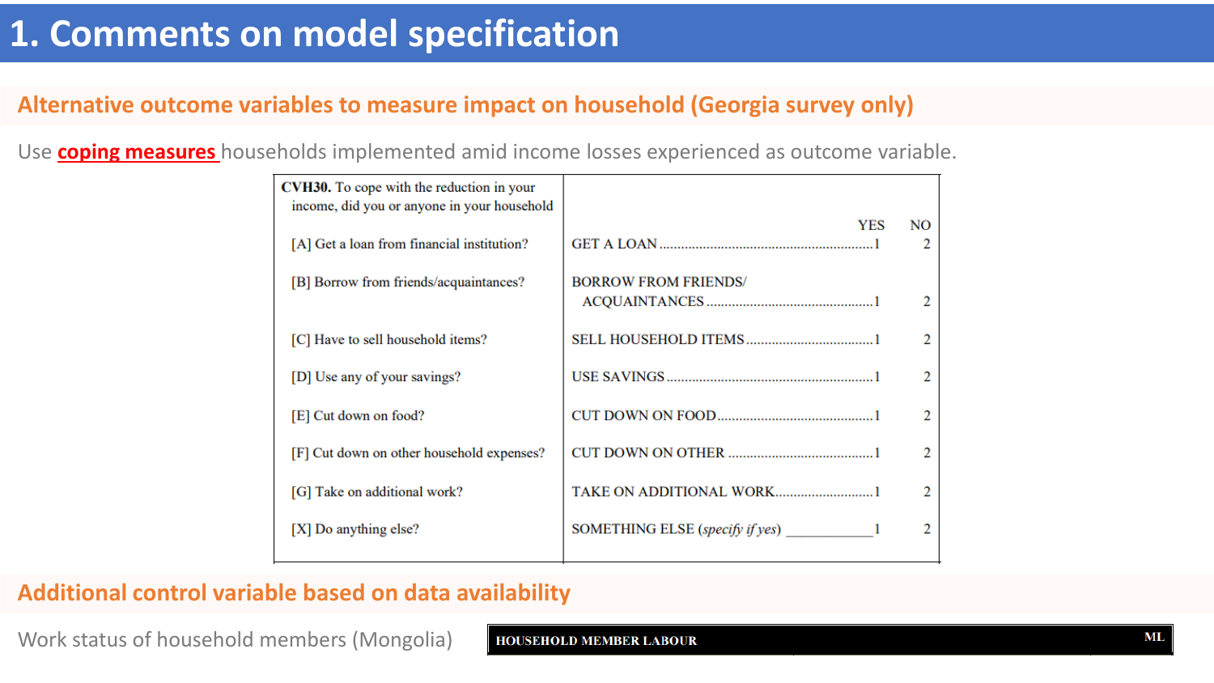# 1. Comments on model specification

## Alternative outcome variables to measure impact on household (Georgia survey only)

Use **coping measures** households implemented amid income losses experienced as outcome variable.

| **CVH30.** To cope with the reduction in your income, did you or anyone in your household | | YES | NO |
|---|---|---|---|
| [A] Get a loan from financial institution? | GET A LOAN | 1 | 2 |
| [B] Borrow from friends/acquaintances? | BORROW FROM FRIENDS/ ACQUAINTANCES | 1 | 2 |
| [C] Have to sell household items? | SELL HOUSEHOLD ITEMS | 1 | 2 |
| [D] Use any of your savings? | USE SAVINGS | 1 | 2 |
| [E] Cut down on food? | CUT DOWN ON FOOD | 1 | 2 |
| [F] Cut down on other household expenses? | CUT DOWN ON OTHER | 1 | 2 |
| [G] Take on additional work? | TAKE ON ADDITIONAL WORK | 1 | 2 |
| [X] Do anything else? | SOMETHING ELSE (*specify if yes*) ___________ | 1 | 2 |

## Additional control variable based on data availability

Work status of household members (Mongolia)

**HOUSEHOLD MEMBER LABOUR** ML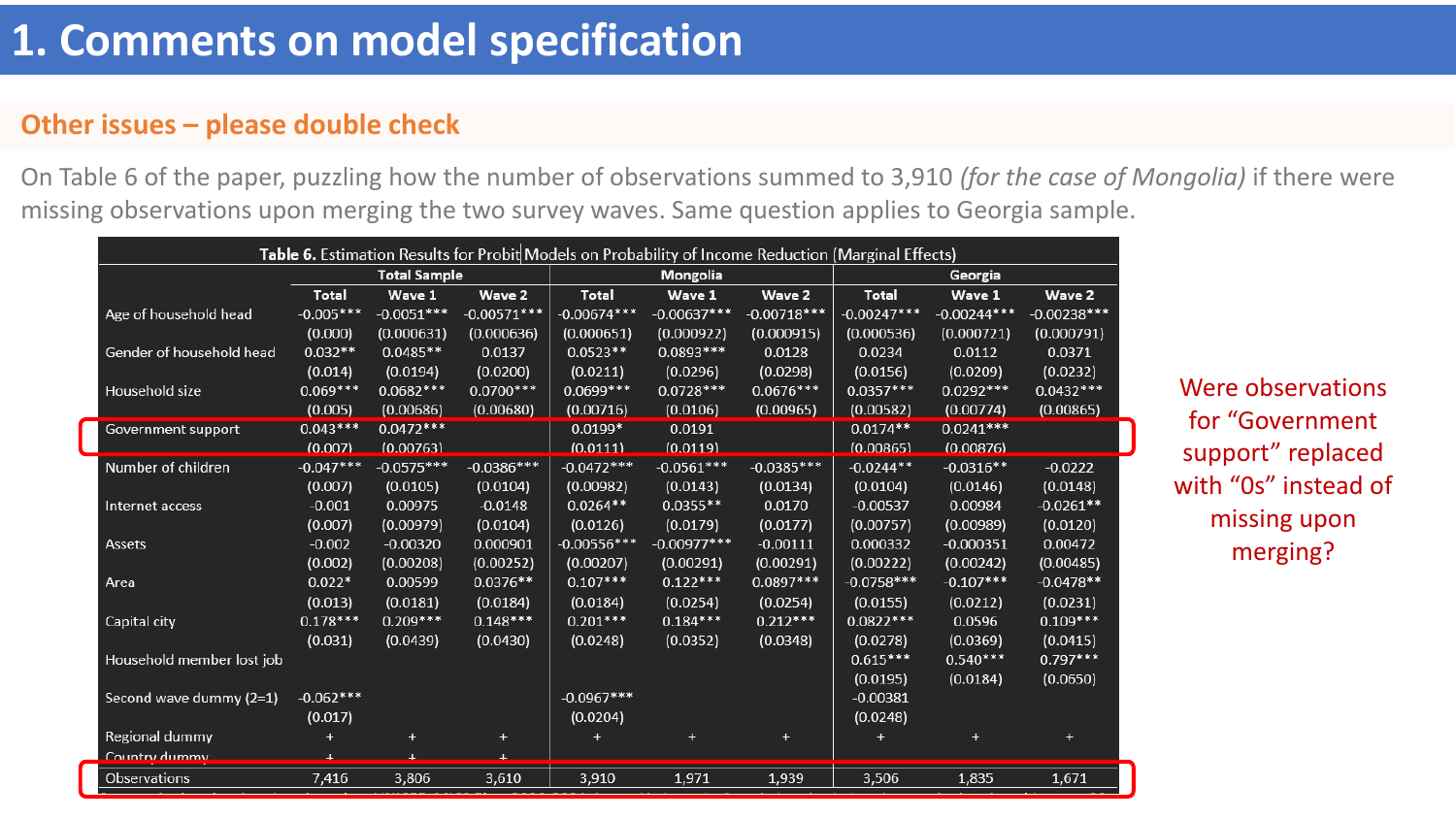# 1. Comments on model specification

## Other issues – please double check

On Table 6 of the paper, puzzling how the number of observations summed to 3,910 *(for the case of Mongolia)* if there were missing observations upon merging the two survey waves. Same question applies to Georgia sample.

**Table 6.** Estimation Results for Probit Models on Probability of Income Reduction (Marginal Effects)

| | Total Sample | | | Mongolia | | | Georgia | | |
|---|---|---|---|---|---|---|---|---|---|
| | Total | Wave 1 | Wave 2 | Total | Wave 1 | Wave 2 | Total | Wave 1 | Wave 2 |
| Age of household head | -0.005*** | -0.0051*** | -0.00571*** | -0.00674*** | -0.00637*** | -0.00718*** | -0.00247*** | -0.00244*** | -0.00238*** |
| | (0.000) | (0.000631) | (0.000636) | (0.000651) | (0.000922) | (0.000915) | (0.000536) | (0.000721) | (0.000791) |
| Gender of household head | 0.032** | 0.0485** | 0.0137 | 0.0523** | 0.0893*** | 0.0128 | 0.0234 | 0.0112 | 0.0371 |
| | (0.014) | (0.0194) | (0.0200) | (0.0211) | (0.0296) | (0.0298) | (0.0156) | (0.0209) | (0.0232) |
| Household size | 0.069*** | 0.0682*** | 0.0700*** | 0.0699*** | 0.0728*** | 0.0676*** | 0.0357*** | 0.0292*** | 0.0432*** |
| | (0.005) | (0.00686) | (0.00680) | (0.00716) | (0.0106) | (0.00965) | (0.00582) | (0.00774) | (0.00865) |
| Government support | 0.043*** | 0.0472*** | | 0.0199* | 0.0191 | | 0.0174** | 0.0241*** | |
| | (0.007) | (0.00763) | | (0.0111) | (0.0119) | | (0.00865) | (0.00876) | |
| Number of children | -0.047*** | -0.0575*** | -0.0386*** | -0.0472*** | -0.0561*** | -0.0385*** | -0.0244** | -0.0316** | -0.0222 |
| | (0.007) | (0.0105) | (0.0104) | (0.00982) | (0.0143) | (0.0134) | (0.0104) | (0.0146) | (0.0148) |
| Internet access | -0.001 | 0.00975 | -0.0148 | 0.0264** | 0.0355** | 0.0170 | -0.00537 | 0.00984 | -0.0261** |
| | (0.007) | (0.00979) | (0.0104) | (0.0126) | (0.0179) | (0.0177) | (0.00757) | (0.00989) | (0.0120) |
| Assets | -0.002 | -0.00320 | 0.000901 | -0.00556*** | -0.00977*** | -0.00111 | 0.000332 | -0.000351 | 0.00472 |
| | (0.002) | (0.00208) | (0.00252) | (0.00207) | (0.00291) | (0.00291) | (0.00222) | (0.00242) | (0.00485) |
| Area | 0.022* | 0.00599 | 0.0376** | 0.107*** | 0.122*** | 0.0897*** | -0.0758*** | -0.107*** | -0.0478** |
| | (0.013) | (0.0181) | (0.0184) | (0.0184) | (0.0254) | (0.0254) | (0.0155) | (0.0212) | (0.0231) |
| Capital city | 0.178*** | 0.209*** | 0.148*** | 0.201*** | 0.184*** | 0.212*** | 0.0822*** | 0.0596 | 0.109*** |
| | (0.031) | (0.0439) | (0.0430) | (0.0248) | (0.0352) | (0.0348) | (0.0278) | (0.0369) | (0.0415) |
| Household member lost job | | | | | | | 0.615*** | 0.540*** | 0.797*** |
| | | | | | | | (0.0195) | (0.0184) | (0.0650) |
| Second wave dummy (2=1) | -0.062*** | | | -0.0967*** | | | -0.00381 | | |
| | (0.017) | | | (0.0204) | | | (0.0248) | | |
| Regional dummy | + | + | + | + | + | + | + | + | + |
| Country dummy | + | + | + | | | | | | |
| Observations | 7,416 | 3,806 | 3,610 | 3,910 | 1,971 | 1,939 | 3,506 | 1,835 | 1,671 |

Were observations for "Government support" replaced with "0s" instead of missing upon merging?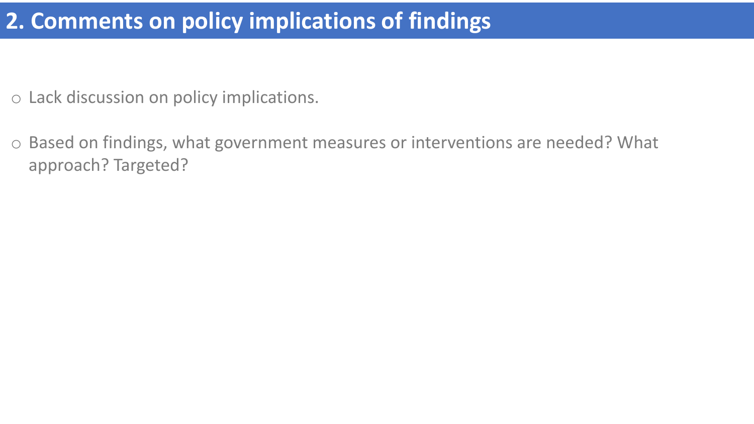## 2. Comments on policy implications of findings

- Lack discussion on policy implications.
- Based on findings, what government measures or interventions are needed? What approach? Targeted?